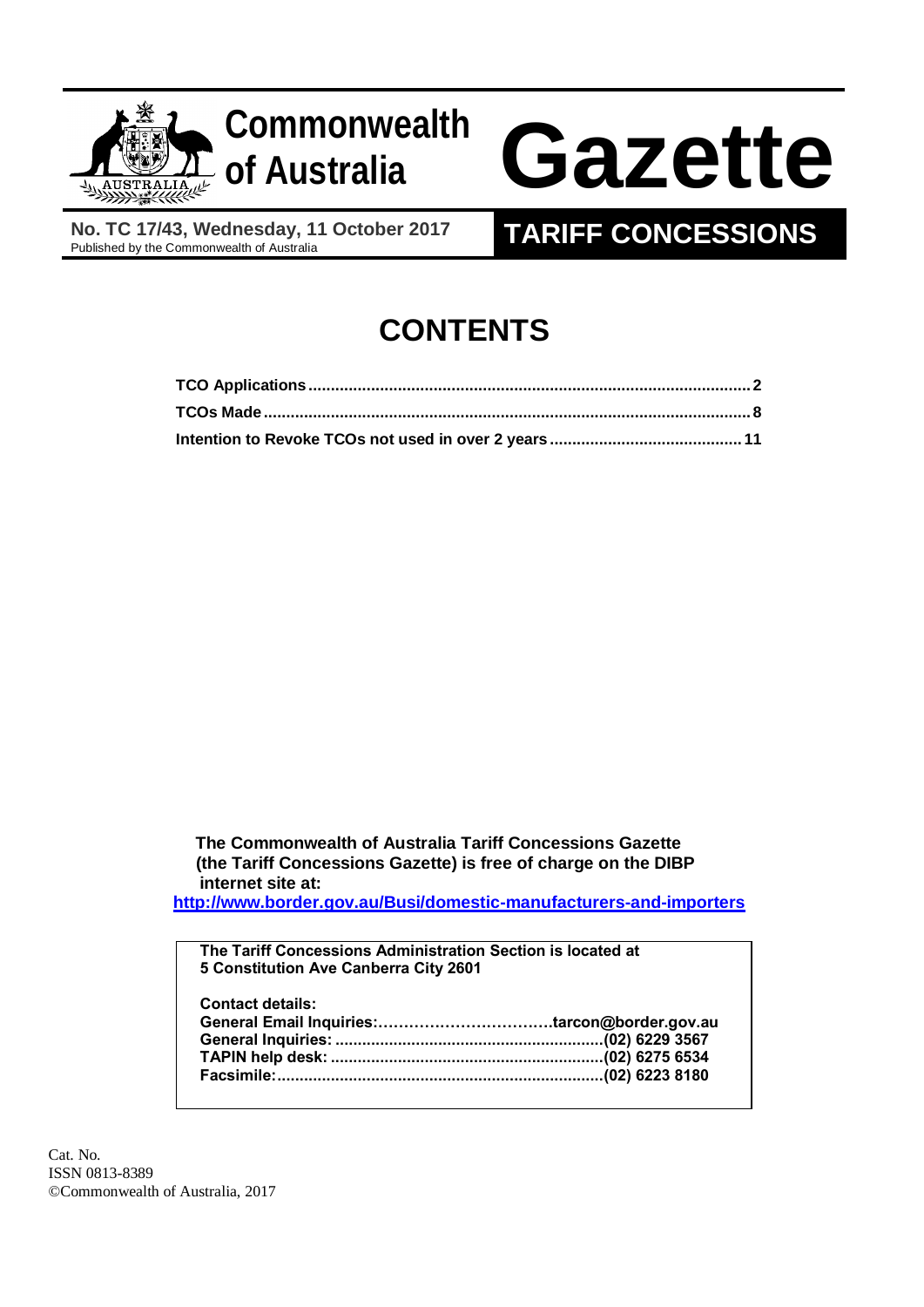# Commonwealth of Australia Gazette

**No. TC 17/43, Wednesday, 11 October 2017**
Published by the Commonwealth of Australia

## TARIFF CONCESSIONS

# CONTENTS

| | |
|---|---|
| **TCO Applications** | **2** |
| **TCOs Made** | **8** |
| **Intention to Revoke TCOs not used in over 2 years** | **11** |

**The Commonwealth of Australia Tariff Concessions Gazette (the Tariff Concessions Gazette) is free of charge on the DIBP internet site at:**

**http://www.border.gov.au/Busi/domestic-manufacturers-and-importers**

**The Tariff Concessions Administration Section is located at 5 Constitution Ave Canberra City 2601**

**Contact details:**

| | |
|---|---|
| **General Email Inquiries:** | **tarcon@border.gov.au** |
| **General Inquiries:** | **(02) 6229 3567** |
| **TAPIN help desk:** | **(02) 6275 6534** |
| **Facsimile:** | **(02) 6223 8180** |

Cat. No.
ISSN 0813-8389
©Commonwealth of Australia, 2017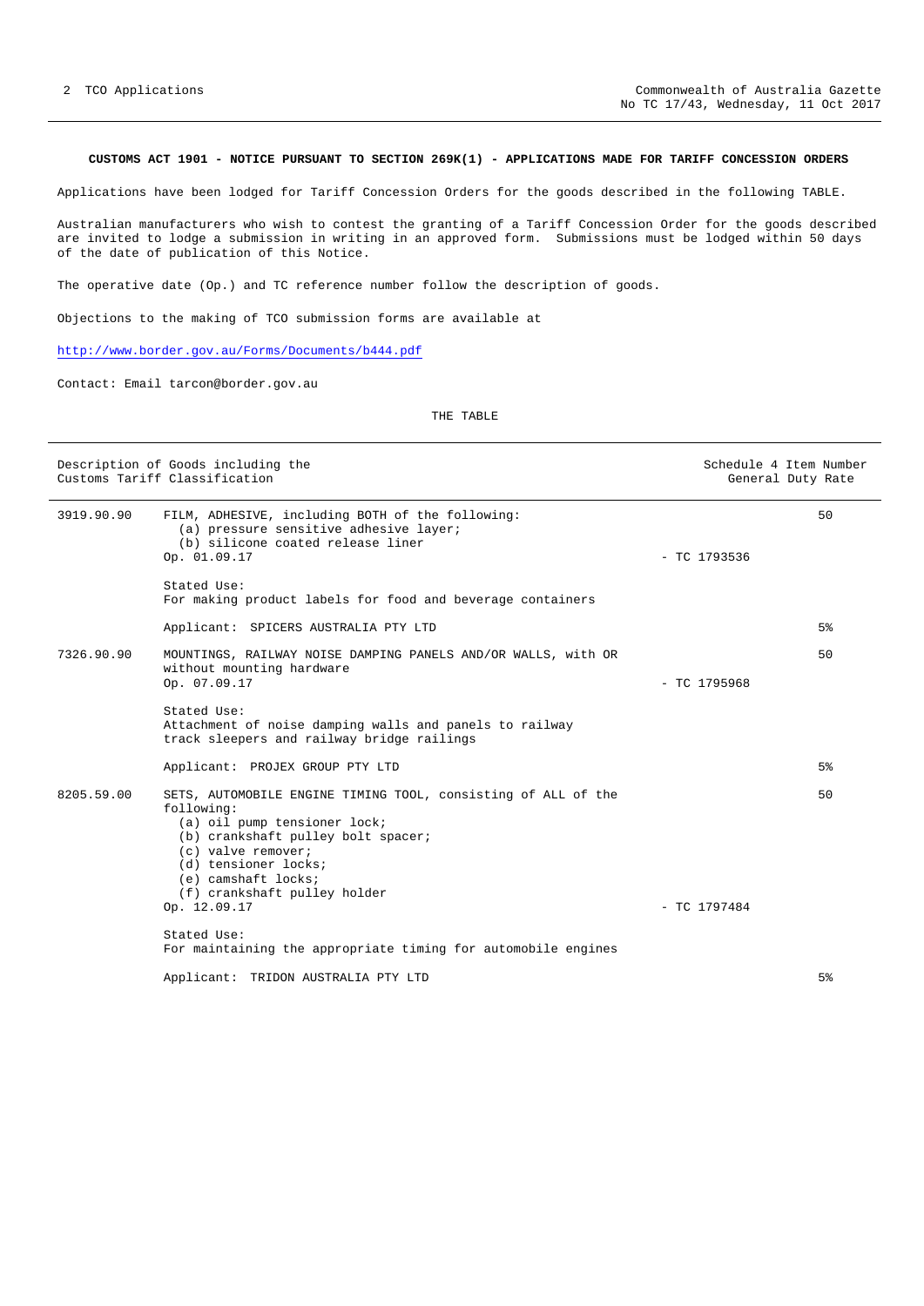**CUSTOMS ACT 1901 - NOTICE PURSUANT TO SECTION 269K(1) - APPLICATIONS MADE FOR TARIFF CONCESSION ORDERS**

Applications have been lodged for Tariff Concession Orders for the goods described in the following TABLE.

Australian manufacturers who wish to contest the granting of a Tariff Concession Order for the goods described are invited to lodge a submission in writing in an approved form. Submissions must be lodged within 50 days of the date of publication of this Notice.

The operative date (Op.) and TC reference number follow the description of goods.

Objections to the making of TCO submission forms are available at

http://www.border.gov.au/Forms/Documents/b444.pdf

Contact: Email tarcon@border.gov.au

THE TABLE

| Description of Goods including the Customs Tariff Classification | | | Schedule 4 Item Number General Duty Rate |
|---|---|---|---|
| 3919.90.90 | FILM, ADHESIVE, including BOTH of the following:<br>(a) pressure sensitive adhesive layer;<br>(b) silicone coated release liner<br>Op. 01.09.17<br><br>Stated Use:<br>For making product labels for food and beverage containers<br><br>Applicant: SPICERS AUSTRALIA PTY LTD | - TC 1793536 | 50<br><br>5% |
| 7326.90.90 | MOUNTINGS, RAILWAY NOISE DAMPING PANELS AND/OR WALLS, with OR without mounting hardware<br>Op. 07.09.17<br><br>Stated Use:<br>Attachment of noise damping walls and panels to railway track sleepers and railway bridge railings<br><br>Applicant: PROJEX GROUP PTY LTD | - TC 1795968 | 50<br><br>5% |
| 8205.59.00 | SETS, AUTOMOBILE ENGINE TIMING TOOL, consisting of ALL of the following:<br>(a) oil pump tensioner lock;<br>(b) crankshaft pulley bolt spacer;<br>(c) valve remover;<br>(d) tensioner locks;<br>(e) camshaft locks;<br>(f) crankshaft pulley holder<br>Op. 12.09.17<br><br>Stated Use:<br>For maintaining the appropriate timing for automobile engines<br><br>Applicant: TRIDON AUSTRALIA PTY LTD | - TC 1797484 | 50<br><br>5% |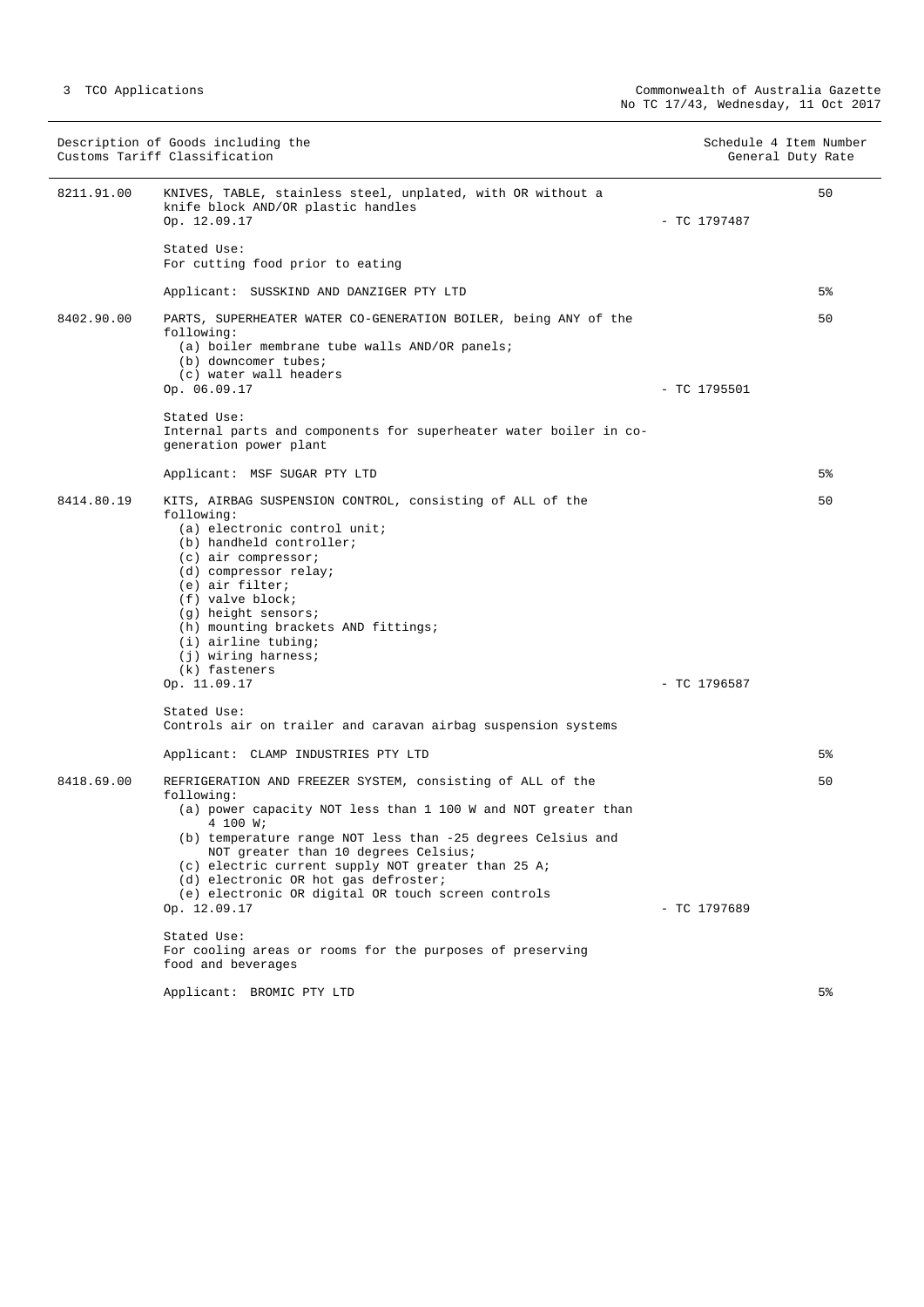| Description of Goods including the Customs Tariff Classification | | Schedule 4 Item Number | General Duty Rate |
|---|---|---|---|
| 8211.91.00 | KNIVES, TABLE, stainless steel, unplated, with OR without a knife block AND/OR plastic handles<br>Op. 12.09.17<br><br>Stated Use:<br>For cutting food prior to eating<br><br>Applicant: SUSSKIND AND DANZIGER PTY LTD | - TC 1797487 | 50<br><br>5% |
| 8402.90.00 | PARTS, SUPERHEATER WATER CO-GENERATION BOILER, being ANY of the following:<br>(a) boiler membrane tube walls AND/OR panels;<br>(b) downcomer tubes;<br>(c) water wall headers<br>Op. 06.09.17<br><br>Stated Use:<br>Internal parts and components for superheater water boiler in co-generation power plant<br><br>Applicant: MSF SUGAR PTY LTD | - TC 1795501 | 50<br><br>5% |
| 8414.80.19 | KITS, AIRBAG SUSPENSION CONTROL, consisting of ALL of the following:<br>(a) electronic control unit;<br>(b) handheld controller;<br>(c) air compressor;<br>(d) compressor relay;<br>(e) air filter;<br>(f) valve block;<br>(g) height sensors;<br>(h) mounting brackets AND fittings;<br>(i) airline tubing;<br>(j) wiring harness;<br>(k) fasteners<br>Op. 11.09.17<br><br>Stated Use:<br>Controls air on trailer and caravan airbag suspension systems<br><br>Applicant: CLAMP INDUSTRIES PTY LTD | - TC 1796587 | 50<br><br>5% |
| 8418.69.00 | REFRIGERATION AND FREEZER SYSTEM, consisting of ALL of the following:<br>(a) power capacity NOT less than 1 100 W and NOT greater than 4 100 W;<br>(b) temperature range NOT less than -25 degrees Celsius and NOT greater than 10 degrees Celsius;<br>(c) electric current supply NOT greater than 25 A;<br>(d) electronic OR hot gas defroster;<br>(e) electronic OR digital OR touch screen controls<br>Op. 12.09.17<br><br>Stated Use:<br>For cooling areas or rooms for the purposes of preserving food and beverages<br><br>Applicant: BROMIC PTY LTD | - TC 1797689 | 50<br><br>5% |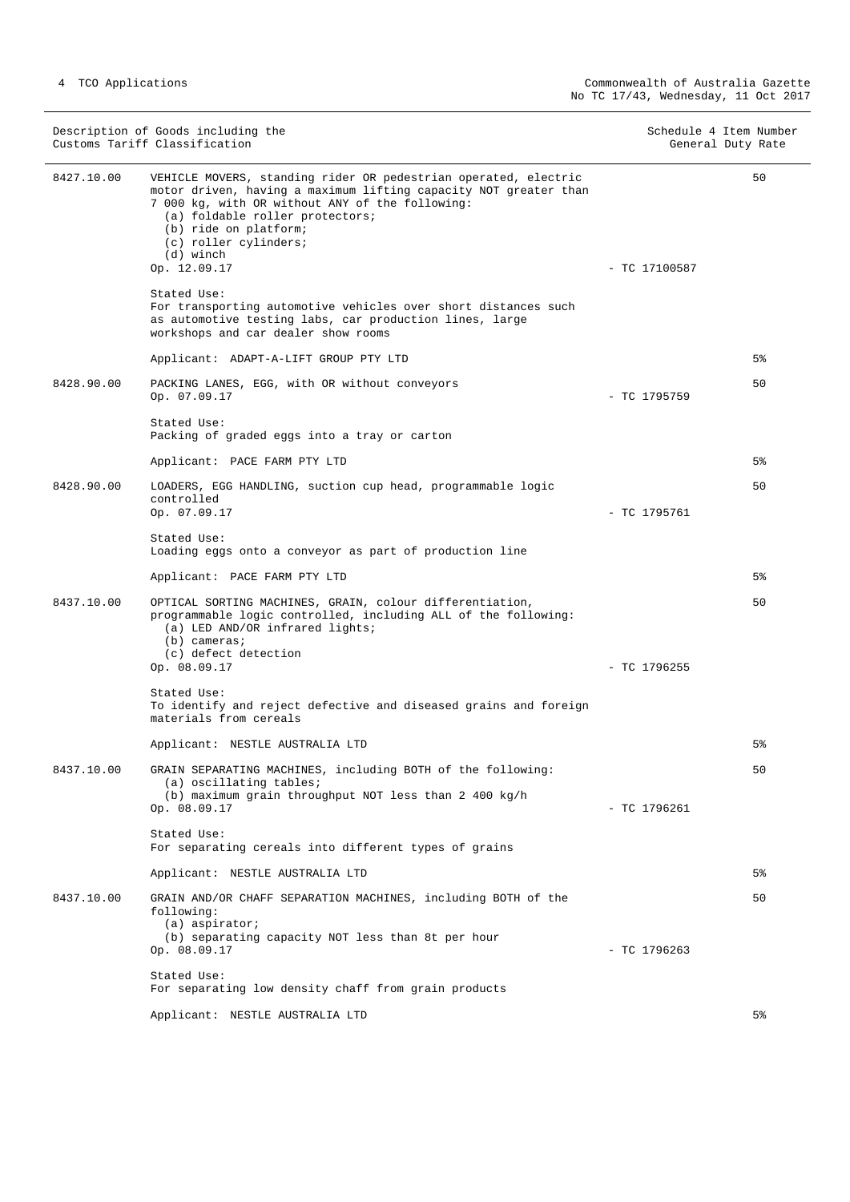| Description of Goods including the Customs Tariff Classification | | Schedule 4 Item Number | General Duty Rate |
|---|---|---|---|
| 8427.10.00 | VEHICLE MOVERS, standing rider OR pedestrian operated, electric motor driven, having a maximum lifting capacity NOT greater than 7 000 kg, with OR without ANY of the following:<br>(a) foldable roller protectors;<br>(b) ride on platform;<br>(c) roller cylinders;<br>(d) winch<br>Op. 12.09.17 | - TC 17100587 | 50 |
| | Stated Use:<br>For transporting automotive vehicles over short distances such as automotive testing labs, car production lines, large workshops and car dealer show rooms | | |
| | Applicant: ADAPT-A-LIFT GROUP PTY LTD | | 5% |
| 8428.90.00 | PACKING LANES, EGG, with OR without conveyors<br>Op. 07.09.17 | - TC 1795759 | 50 |
| | Stated Use:<br>Packing of graded eggs into a tray or carton | | |
| | Applicant: PACE FARM PTY LTD | | 5% |
| 8428.90.00 | LOADERS, EGG HANDLING, suction cup head, programmable logic controlled<br>Op. 07.09.17 | - TC 1795761 | 50 |
| | Stated Use:<br>Loading eggs onto a conveyor as part of production line | | |
| | Applicant: PACE FARM PTY LTD | | 5% |
| 8437.10.00 | OPTICAL SORTING MACHINES, GRAIN, colour differentiation, programmable logic controlled, including ALL of the following:<br>(a) LED AND/OR infrared lights;<br>(b) cameras;<br>(c) defect detection<br>Op. 08.09.17 | - TC 1796255 | 50 |
| | Stated Use:<br>To identify and reject defective and diseased grains and foreign materials from cereals | | |
| | Applicant: NESTLE AUSTRALIA LTD | | 5% |
| 8437.10.00 | GRAIN SEPARATING MACHINES, including BOTH of the following:<br>(a) oscillating tables;<br>(b) maximum grain throughput NOT less than 2 400 kg/h<br>Op. 08.09.17 | - TC 1796261 | 50 |
| | Stated Use:<br>For separating cereals into different types of grains | | |
| | Applicant: NESTLE AUSTRALIA LTD | | 5% |
| 8437.10.00 | GRAIN AND/OR CHAFF SEPARATION MACHINES, including BOTH of the following:<br>(a) aspirator;<br>(b) separating capacity NOT less than 8t per hour<br>Op. 08.09.17 | - TC 1796263 | 50 |
| | Stated Use:<br>For separating low density chaff from grain products | | |
| | Applicant: NESTLE AUSTRALIA LTD | | 5% |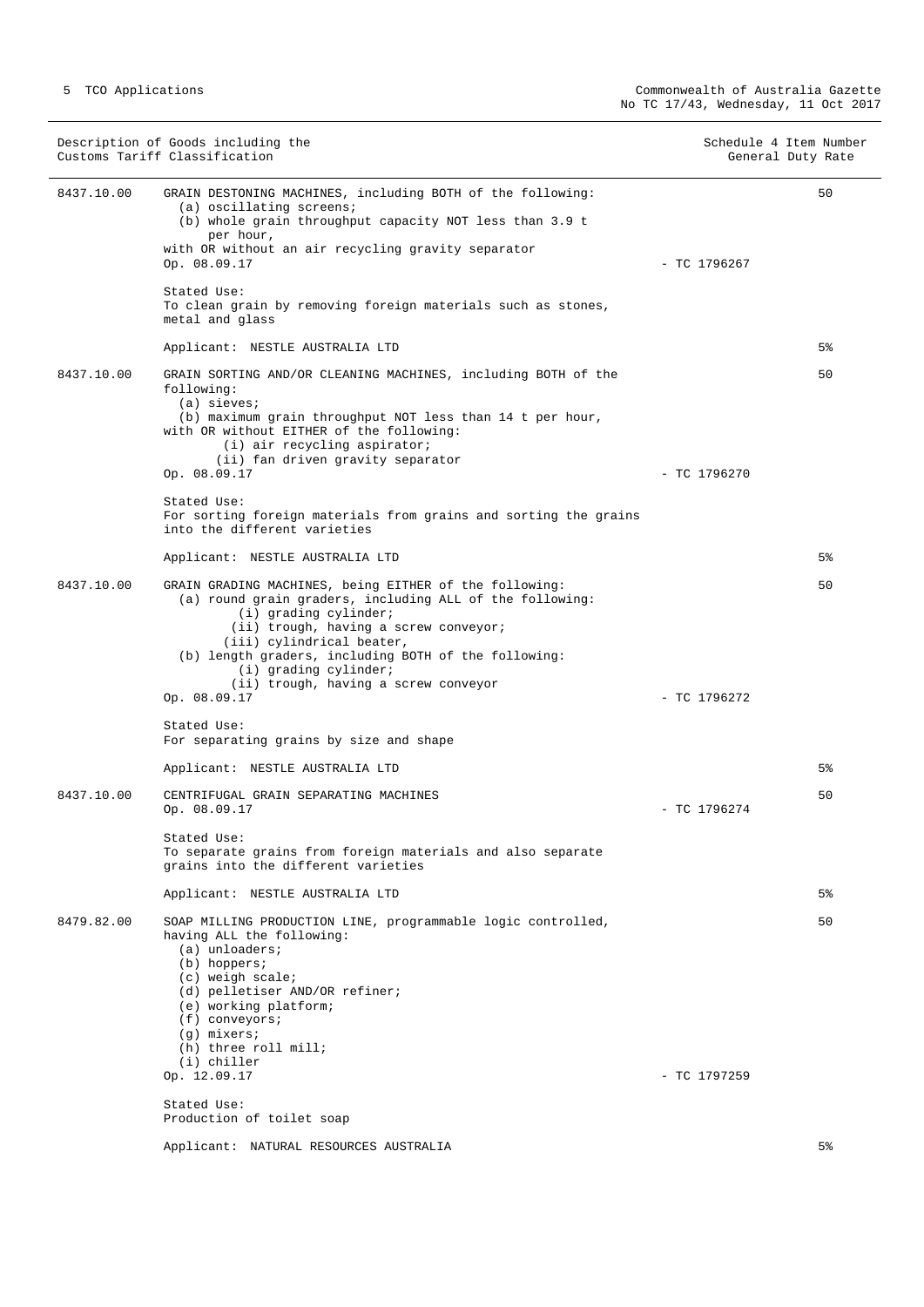| Description of Goods including the Customs Tariff Classification | | Schedule 4 Item Number | General Duty Rate |
|---|---|---|---|
| 8437.10.00 | GRAIN DESTONING MACHINES, including BOTH of the following:<br>(a) oscillating screens;<br>(b) whole grain throughput capacity NOT less than 3.9 t per hour,<br>with OR without an air recycling gravity separator<br>Op. 08.09.17<br><br>Stated Use:<br>To clean grain by removing foreign materials such as stones, metal and glass<br><br>Applicant: NESTLE AUSTRALIA LTD | - TC 1796267 | 50<br><br>5% |
| 8437.10.00 | GRAIN SORTING AND/OR CLEANING MACHINES, including BOTH of the following:<br>(a) sieves;<br>(b) maximum grain throughput NOT less than 14 t per hour,<br>with OR without EITHER of the following:<br>(i) air recycling aspirator;<br>(ii) fan driven gravity separator<br>Op. 08.09.17<br><br>Stated Use:<br>For sorting foreign materials from grains and sorting the grains into the different varieties<br><br>Applicant: NESTLE AUSTRALIA LTD | - TC 1796270 | 50<br><br>5% |
| 8437.10.00 | GRAIN GRADING MACHINES, being EITHER of the following:<br>(a) round grain graders, including ALL of the following:<br>(i) grading cylinder;<br>(ii) trough, having a screw conveyor;<br>(iii) cylindrical beater,<br>(b) length graders, including BOTH of the following:<br>(i) grading cylinder;<br>(ii) trough, having a screw conveyor<br>Op. 08.09.17<br><br>Stated Use:<br>For separating grains by size and shape<br><br>Applicant: NESTLE AUSTRALIA LTD | - TC 1796272 | 50<br><br>5% |
| 8437.10.00 | CENTRIFUGAL GRAIN SEPARATING MACHINES<br>Op. 08.09.17<br><br>Stated Use:<br>To separate grains from foreign materials and also separate grains into the different varieties<br><br>Applicant: NESTLE AUSTRALIA LTD | - TC 1796274 | 50<br><br>5% |
| 8479.82.00 | SOAP MILLING PRODUCTION LINE, programmable logic controlled, having ALL the following:<br>(a) unloaders;<br>(b) hoppers;<br>(c) weigh scale;<br>(d) pelletiser AND/OR refiner;<br>(e) working platform;<br>(f) conveyors;<br>(g) mixers;<br>(h) three roll mill;<br>(i) chiller<br>Op. 12.09.17<br><br>Stated Use:<br>Production of toilet soap<br><br>Applicant: NATURAL RESOURCES AUSTRALIA | - TC 1797259 | 50<br><br>5% |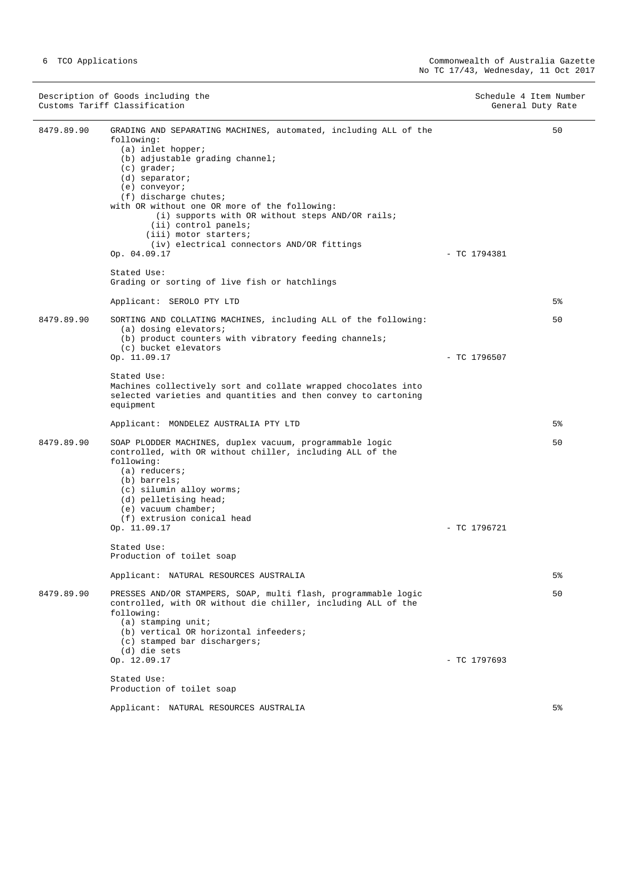| Description of Goods including the Customs Tariff Classification | | Schedule 4 Item Number | General Duty Rate |
|---|---|---|---|
| 8479.89.90 | GRADING AND SEPARATING MACHINES, automated, including ALL of the following:<br>(a) inlet hopper;<br>(b) adjustable grading channel;<br>(c) grader;<br>(d) separator;<br>(e) conveyor;<br>(f) discharge chutes;<br>with OR without one OR more of the following:<br>(i) supports with OR without steps AND/OR rails;<br>(ii) control panels;<br>(iii) motor starters;<br>(iv) electrical connectors AND/OR fittings<br>Op. 04.09.17<br><br>Stated Use:<br>Grading or sorting of live fish or hatchlings<br><br>Applicant: SEROLO PTY LTD | - TC 1794381 | 50<br><br>5% |
| 8479.89.90 | SORTING AND COLLATING MACHINES, including ALL of the following:<br>(a) dosing elevators;<br>(b) product counters with vibratory feeding channels;<br>(c) bucket elevators<br>Op. 11.09.17<br><br>Stated Use:<br>Machines collectively sort and collate wrapped chocolates into selected varieties and quantities and then convey to cartoning equipment<br><br>Applicant: MONDELEZ AUSTRALIA PTY LTD | - TC 1796507 | 50<br><br>5% |
| 8479.89.90 | SOAP PLODDER MACHINES, duplex vacuum, programmable logic controlled, with OR without chiller, including ALL of the following:<br>(a) reducers;<br>(b) barrels;<br>(c) silumin alloy worms;<br>(d) pelletising head;<br>(e) vacuum chamber;<br>(f) extrusion conical head<br>Op. 11.09.17<br><br>Stated Use:<br>Production of toilet soap<br><br>Applicant: NATURAL RESOURCES AUSTRALIA | - TC 1796721 | 50<br><br>5% |
| 8479.89.90 | PRESSES AND/OR STAMPERS, SOAP, multi flash, programmable logic controlled, with OR without die chiller, including ALL of the following:<br>(a) stamping unit;<br>(b) vertical OR horizontal infeeders;<br>(c) stamped bar dischargers;<br>(d) die sets<br>Op. 12.09.17<br><br>Stated Use:<br>Production of toilet soap<br><br>Applicant: NATURAL RESOURCES AUSTRALIA | - TC 1797693 | 50<br><br>5% |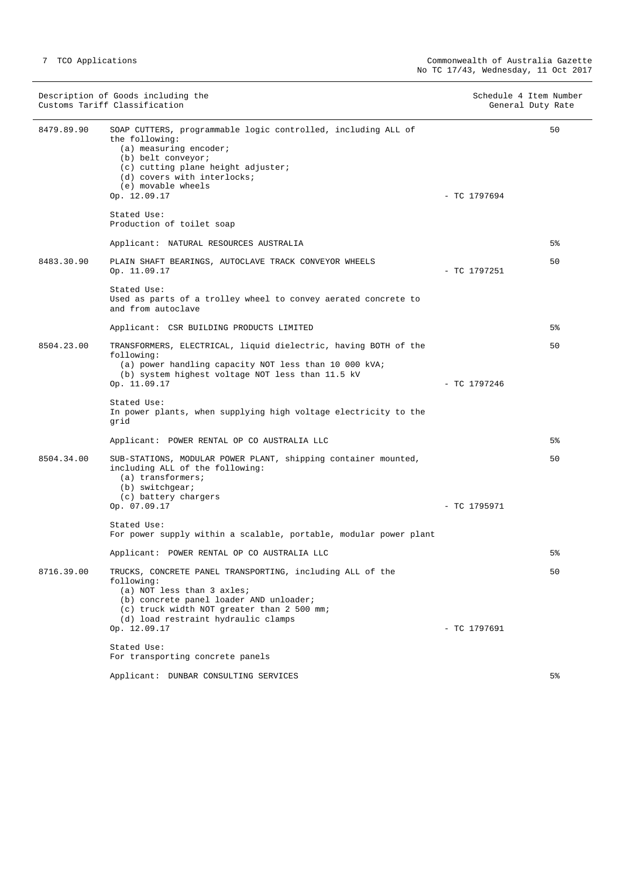| Description of Goods including the Customs Tariff Classification | | Schedule 4 Item Number | General Duty Rate |
|---|---|---|---|
| 8479.89.90 | SOAP CUTTERS, programmable logic controlled, including ALL of the following:<br>(a) measuring encoder;<br>(b) belt conveyor;<br>(c) cutting plane height adjuster;<br>(d) covers with interlocks;<br>(e) movable wheels<br>Op. 12.09.17<br><br>Stated Use:<br>Production of toilet soap<br><br>Applicant: NATURAL RESOURCES AUSTRALIA | - TC 1797694 | 50<br><br>5% |
| 8483.30.90 | PLAIN SHAFT BEARINGS, AUTOCLAVE TRACK CONVEYOR WHEELS<br>Op. 11.09.17<br><br>Stated Use:<br>Used as parts of a trolley wheel to convey aerated concrete to and from autoclave<br><br>Applicant: CSR BUILDING PRODUCTS LIMITED | - TC 1797251 | 50<br><br>5% |
| 8504.23.00 | TRANSFORMERS, ELECTRICAL, liquid dielectric, having BOTH of the following:<br>(a) power handling capacity NOT less than 10 000 kVA;<br>(b) system highest voltage NOT less than 11.5 kV<br>Op. 11.09.17<br><br>Stated Use:<br>In power plants, when supplying high voltage electricity to the grid<br><br>Applicant: POWER RENTAL OP CO AUSTRALIA LLC | - TC 1797246 | 50<br><br>5% |
| 8504.34.00 | SUB-STATIONS, MODULAR POWER PLANT, shipping container mounted, including ALL of the following:<br>(a) transformers;<br>(b) switchgear;<br>(c) battery chargers<br>Op. 07.09.17<br><br>Stated Use:<br>For power supply within a scalable, portable, modular power plant<br><br>Applicant: POWER RENTAL OP CO AUSTRALIA LLC | - TC 1795971 | 50<br><br>5% |
| 8716.39.00 | TRUCKS, CONCRETE PANEL TRANSPORTING, including ALL of the following:<br>(a) NOT less than 3 axles;<br>(b) concrete panel loader AND unloader;<br>(c) truck width NOT greater than 2 500 mm;<br>(d) load restraint hydraulic clamps<br>Op. 12.09.17<br><br>Stated Use:<br>For transporting concrete panels<br><br>Applicant: DUNBAR CONSULTING SERVICES | - TC 1797691 | 50<br><br>5% |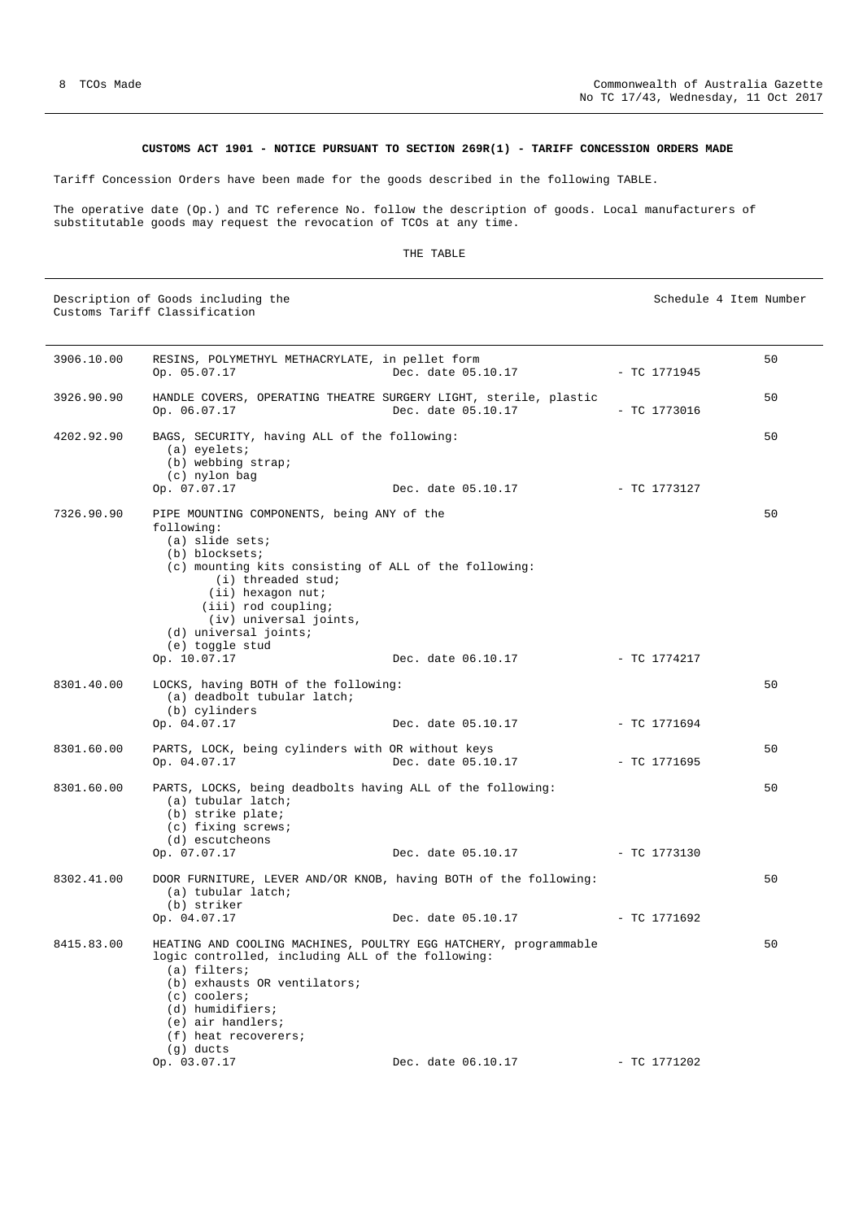**CUSTOMS ACT 1901 - NOTICE PURSUANT TO SECTION 269R(1) - TARIFF CONCESSION ORDERS MADE**

Tariff Concession Orders have been made for the goods described in the following TABLE.

The operative date (Op.) and TC reference No. follow the description of goods. Local manufacturers of substitutable goods may request the revocation of TCOs at any time.

THE TABLE

| Description of Goods including the Customs Tariff Classification | | | | Schedule 4 Item Number |
|---|---|---|---|---|
| 3906.10.00 | RESINS, POLYMETHYL METHACRYLATE, in pellet form<br>Op. 05.07.17 | Dec. date 05.10.17 | - TC 1771945 | 50 |
| 3926.90.90 | HANDLE COVERS, OPERATING THEATRE SURGERY LIGHT, sterile, plastic<br>Op. 06.07.17 | Dec. date 05.10.17 | - TC 1773016 | 50 |
| 4202.92.90 | BAGS, SECURITY, having ALL of the following:<br>(a) eyelets;<br>(b) webbing strap;<br>(c) nylon bag<br>Op. 07.07.17 | Dec. date 05.10.17 | - TC 1773127 | 50 |
| 7326.90.90 | PIPE MOUNTING COMPONENTS, being ANY of the following:<br>(a) slide sets;<br>(b) blocksets;<br>(c) mounting kits consisting of ALL of the following:<br>(i) threaded stud;<br>(ii) hexagon nut;<br>(iii) rod coupling;<br>(iv) universal joints,<br>(d) universal joints;<br>(e) toggle stud<br>Op. 10.07.17 | Dec. date 06.10.17 | - TC 1774217 | 50 |
| 8301.40.00 | LOCKS, having BOTH of the following:<br>(a) deadbolt tubular latch;<br>(b) cylinders<br>Op. 04.07.17 | Dec. date 05.10.17 | - TC 1771694 | 50 |
| 8301.60.00 | PARTS, LOCK, being cylinders with OR without keys<br>Op. 04.07.17 | Dec. date 05.10.17 | - TC 1771695 | 50 |
| 8301.60.00 | PARTS, LOCKS, being deadbolts having ALL of the following:<br>(a) tubular latch;<br>(b) strike plate;<br>(c) fixing screws;<br>(d) escutcheons<br>Op. 07.07.17 | Dec. date 05.10.17 | - TC 1773130 | 50 |
| 8302.41.00 | DOOR FURNITURE, LEVER AND/OR KNOB, having BOTH of the following:<br>(a) tubular latch;<br>(b) striker<br>Op. 04.07.17 | Dec. date 05.10.17 | - TC 1771692 | 50 |
| 8415.83.00 | HEATING AND COOLING MACHINES, POULTRY EGG HATCHERY, programmable logic controlled, including ALL of the following:<br>(a) filters;<br>(b) exhausts OR ventilators;<br>(c) coolers;<br>(d) humidifiers;<br>(e) air handlers;<br>(f) heat recoverers;<br>(g) ducts<br>Op. 03.07.17 | Dec. date 06.10.17 | - TC 1771202 | 50 |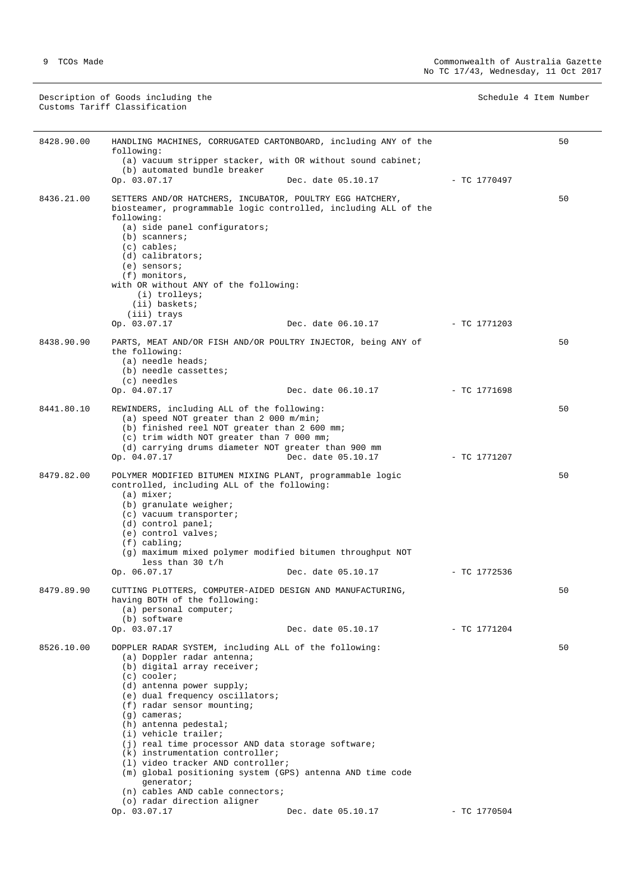| Description of Goods including the Customs Tariff Classification | | | | Schedule 4 Item Number |
|---|---|---|---|---|
| 8428.90.00 | HANDLING MACHINES, CORRUGATED CARTONBOARD, including ANY of the following:<br>(a) vacuum stripper stacker, with OR without sound cabinet;<br>(b) automated bundle breaker<br>Op. 03.07.17 | Dec. date 05.10.17 | - TC 1770497 | 50 |
| 8436.21.00 | SETTERS AND/OR HATCHERS, INCUBATOR, POULTRY EGG HATCHERY, biosteamer, programmable logic controlled, including ALL of the following:<br>(a) side panel configurators;<br>(b) scanners;<br>(c) cables;<br>(d) calibrators;<br>(e) sensors;<br>(f) monitors,<br>with OR without ANY of the following:<br>(i) trolleys;<br>(ii) baskets;<br>(iii) trays<br>Op. 03.07.17 | Dec. date 06.10.17 | - TC 1771203 | 50 |
| 8438.90.90 | PARTS, MEAT AND/OR FISH AND/OR POULTRY INJECTOR, being ANY of the following:<br>(a) needle heads;<br>(b) needle cassettes;<br>(c) needles<br>Op. 04.07.17 | Dec. date 06.10.17 | - TC 1771698 | 50 |
| 8441.80.10 | REWINDERS, including ALL of the following:<br>(a) speed NOT greater than 2 000 m/min;<br>(b) finished reel NOT greater than 2 600 mm;<br>(c) trim width NOT greater than 7 000 mm;<br>(d) carrying drums diameter NOT greater than 900 mm<br>Op. 04.07.17 | Dec. date 05.10.17 | - TC 1771207 | 50 |
| 8479.82.00 | POLYMER MODIFIED BITUMEN MIXING PLANT, programmable logic controlled, including ALL of the following:<br>(a) mixer;<br>(b) granulate weigher;<br>(c) vacuum transporter;<br>(d) control panel;<br>(e) control valves;<br>(f) cabling;<br>(g) maximum mixed polymer modified bitumen throughput NOT less than 30 t/h<br>Op. 06.07.17 | Dec. date 05.10.17 | - TC 1772536 | 50 |
| 8479.89.90 | CUTTING PLOTTERS, COMPUTER-AIDED DESIGN AND MANUFACTURING, having BOTH of the following:<br>(a) personal computer;<br>(b) software<br>Op. 03.07.17 | Dec. date 05.10.17 | - TC 1771204 | 50 |
| 8526.10.00 | DOPPLER RADAR SYSTEM, including ALL of the following:<br>(a) Doppler radar antenna;<br>(b) digital array receiver;<br>(c) cooler;<br>(d) antenna power supply;<br>(e) dual frequency oscillators;<br>(f) radar sensor mounting;<br>(g) cameras;<br>(h) antenna pedestal;<br>(i) vehicle trailer;<br>(j) real time processor AND data storage software;<br>(k) instrumentation controller;<br>(l) video tracker AND controller;<br>(m) global positioning system (GPS) antenna AND time code generator;<br>(n) cables AND cable connectors;<br>(o) radar direction aligner<br>Op. 03.07.17 | Dec. date 05.10.17 | - TC 1770504 | 50 |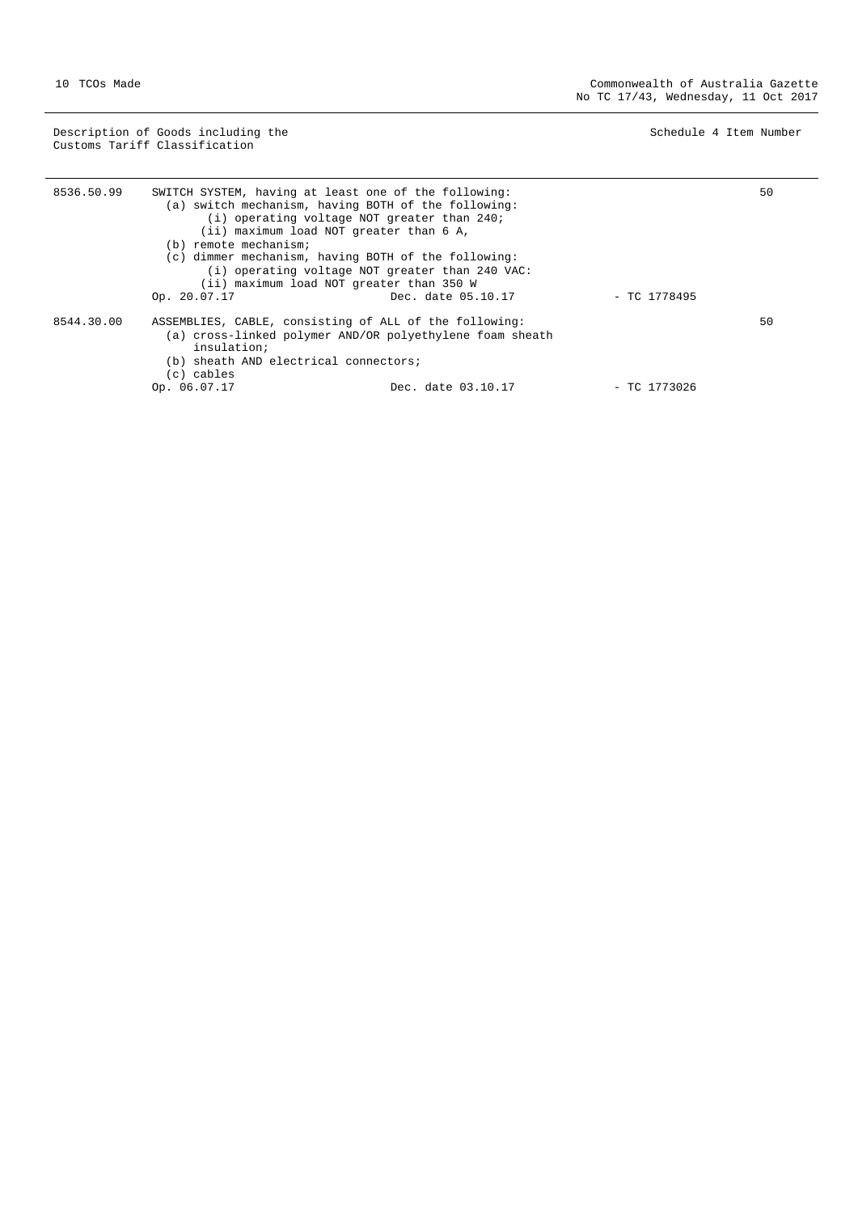| Description of Goods including the Customs Tariff Classification | | | | Schedule 4 Item Number |
|---|---|---|---|---|
| 8536.50.99 | SWITCH SYSTEM, having at least one of the following:<br>(a) switch mechanism, having BOTH of the following:<br>(i) operating voltage NOT greater than 240;<br>(ii) maximum load NOT greater than 6 A,<br>(b) remote mechanism;<br>(c) dimmer mechanism, having BOTH of the following:<br>(i) operating voltage NOT greater than 240 VAC:<br>(ii) maximum load NOT greater than 350 W<br>Op. 20.07.17 | Dec. date 05.10.17 | - TC 1778495 | 50 |
| 8544.30.00 | ASSEMBLIES, CABLE, consisting of ALL of the following:<br>(a) cross-linked polymer AND/OR polyethylene foam sheath insulation;<br>(b) sheath AND electrical connectors;<br>(c) cables<br>Op. 06.07.17 | Dec. date 03.10.17 | - TC 1773026 | 50 |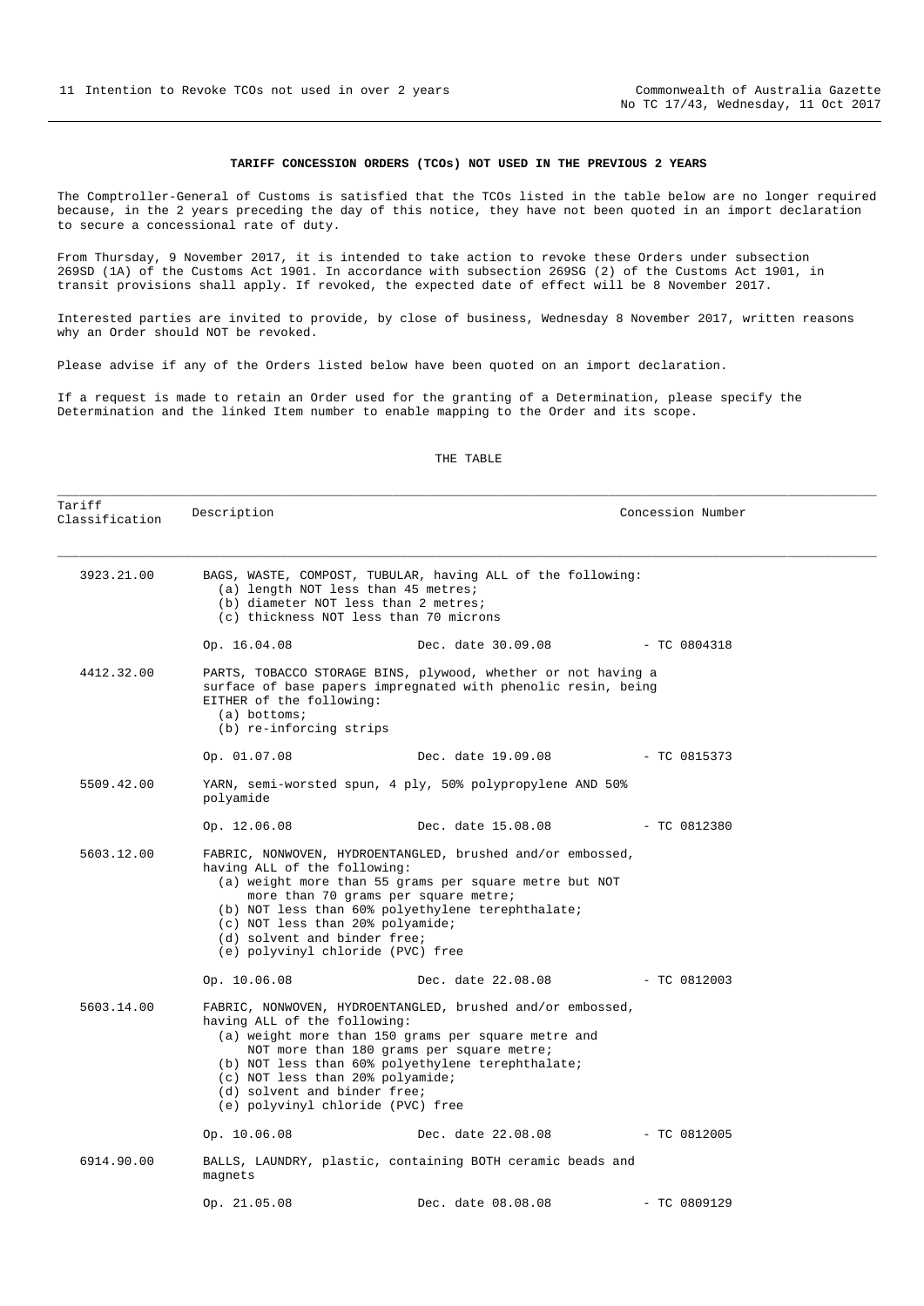**TARIFF CONCESSION ORDERS (TCOs) NOT USED IN THE PREVIOUS 2 YEARS**

The Comptroller-General of Customs is satisfied that the TCOs listed in the table below are no longer required because, in the 2 years preceding the day of this notice, they have not been quoted in an import declaration to secure a concessional rate of duty.

From Thursday, 9 November 2017, it is intended to take action to revoke these Orders under subsection 269SD (1A) of the Customs Act 1901. In accordance with subsection 269SG (2) of the Customs Act 1901, in transit provisions shall apply. If revoked, the expected date of effect will be 8 November 2017.

Interested parties are invited to provide, by close of business, Wednesday 8 November 2017, written reasons why an Order should NOT be revoked.

Please advise if any of the Orders listed below have been quoted on an import declaration.

If a request is made to retain an Order used for the granting of a Determination, please specify the Determination and the linked Item number to enable mapping to the Order and its scope.

THE TABLE

| Tariff Classification | Description | Concession Number |
|---|---|---|
| 3923.21.00 | BAGS, WASTE, COMPOST, TUBULAR, having ALL of the following:<br>(a) length NOT less than 45 metres;<br>(b) diameter NOT less than 2 metres;<br>(c) thickness NOT less than 70 microns<br><br>Op. 16.04.08 Dec. date 30.09.08 | - TC 0804318 |
| 4412.32.00 | PARTS, TOBACCO STORAGE BINS, plywood, whether or not having a surface of base papers impregnated with phenolic resin, being EITHER of the following:<br>(a) bottoms;<br>(b) re-inforcing strips<br><br>Op. 01.07.08 Dec. date 19.09.08 | - TC 0815373 |
| 5509.42.00 | YARN, semi-worsted spun, 4 ply, 50% polypropylene AND 50% polyamide<br><br>Op. 12.06.08 Dec. date 15.08.08 | - TC 0812380 |
| 5603.12.00 | FABRIC, NONWOVEN, HYDROENTANGLED, brushed and/or embossed, having ALL of the following:<br>(a) weight more than 55 grams per square metre but NOT more than 70 grams per square metre;<br>(b) NOT less than 60% polyethylene terephthalate;<br>(c) NOT less than 20% polyamide;<br>(d) solvent and binder free;<br>(e) polyvinyl chloride (PVC) free<br><br>Op. 10.06.08 Dec. date 22.08.08 | - TC 0812003 |
| 5603.14.00 | FABRIC, NONWOVEN, HYDROENTANGLED, brushed and/or embossed, having ALL of the following:<br>(a) weight more than 150 grams per square metre and NOT more than 180 grams per square metre;<br>(b) NOT less than 60% polyethylene terephthalate;<br>(c) NOT less than 20% polyamide;<br>(d) solvent and binder free;<br>(e) polyvinyl chloride (PVC) free<br><br>Op. 10.06.08 Dec. date 22.08.08 | - TC 0812005 |
| 6914.90.00 | BALLS, LAUNDRY, plastic, containing BOTH ceramic beads and magnets<br><br>Op. 21.05.08 Dec. date 08.08.08 | - TC 0809129 |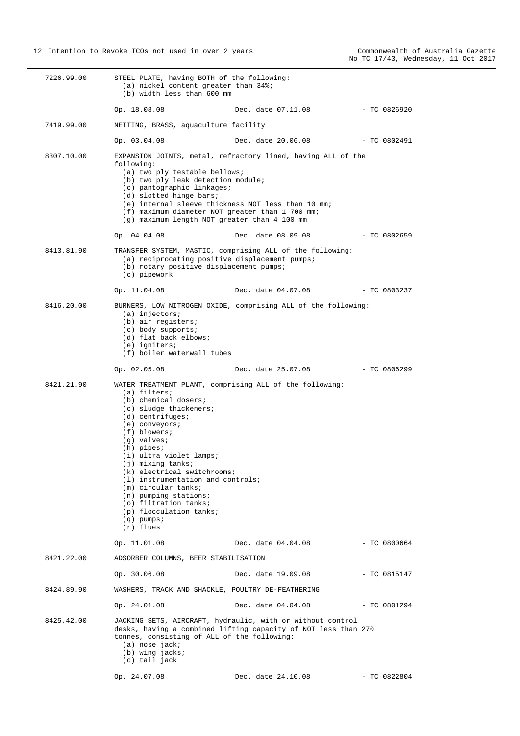7226.99.00 STEEL PLATE, having BOTH of the following:
(a) nickel content greater than 34%;
(b) width less than 600 mm

Op. 18.08.08 Dec. date 07.11.08 - TC 0826920

7419.99.00 NETTING, BRASS, aquaculture facility

Op. 03.04.08 Dec. date 20.06.08 - TC 0802491

8307.10.00 EXPANSION JOINTS, metal, refractory lined, having ALL of the following:
(a) two ply testable bellows;
(b) two ply leak detection module;
(c) pantographic linkages;
(d) slotted hinge bars;
(e) internal sleeve thickness NOT less than 10 mm;
(f) maximum diameter NOT greater than 1 700 mm;
(g) maximum length NOT greater than 4 100 mm

Op. 04.04.08 Dec. date 08.09.08 - TC 0802659

8413.81.90 TRANSFER SYSTEM, MASTIC, comprising ALL of the following:
(a) reciprocating positive displacement pumps;
(b) rotary positive displacement pumps;
(c) pipework

Op. 11.04.08 Dec. date 04.07.08 - TC 0803237

8416.20.00 BURNERS, LOW NITROGEN OXIDE, comprising ALL of the following:
(a) injectors;
(b) air registers;
(c) body supports;
(d) flat back elbows;
(e) igniters;
(f) boiler waterwall tubes

Op. 02.05.08 Dec. date 25.07.08 - TC 0806299

8421.21.90 WATER TREATMENT PLANT, comprising ALL of the following:
(a) filters;
(b) chemical dosers;
(c) sludge thickeners;
(d) centrifuges;
(e) conveyors;
(f) blowers;
(g) valves;
(h) pipes;
(i) ultra violet lamps;
(j) mixing tanks;
(k) electrical switchrooms;
(l) instrumentation and controls;
(m) circular tanks;
(n) pumping stations;
(o) filtration tanks;
(p) flocculation tanks;
(q) pumps;
(r) flues

Op. 11.01.08 Dec. date 04.04.08 - TC 0800664

8421.22.00 ADSORBER COLUMNS, BEER STABILISATION

Op. 30.06.08 Dec. date 19.09.08 - TC 0815147

8424.89.90 WASHERS, TRACK AND SHACKLE, POULTRY DE-FEATHERING

Op. 24.01.08 Dec. date 04.04.08 - TC 0801294

8425.42.00 JACKING SETS, AIRCRAFT, hydraulic, with or without control desks, having a combined lifting capacity of NOT less than 270 tonnes, consisting of ALL of the following:
(a) nose jack;
(b) wing jacks;
(c) tail jack

Op. 24.07.08 Dec. date 24.10.08 - TC 0822804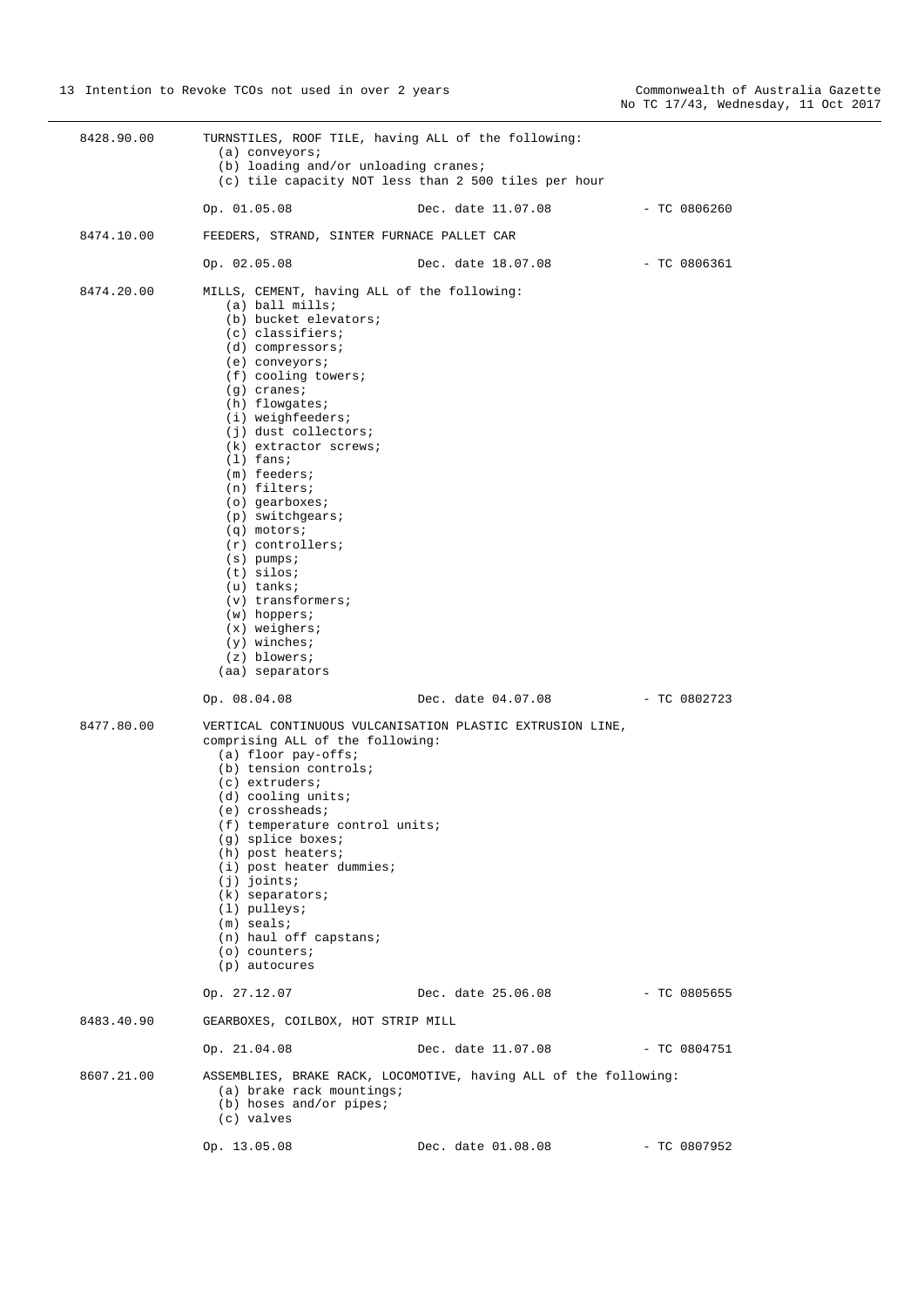| | | | |
|---|---|---|---|
| 8428.90.00 | TURNSTILES, ROOF TILE, having ALL of the following:<br>(a) conveyors;<br>(b) loading and/or unloading cranes;<br>(c) tile capacity NOT less than 2 500 tiles per hour | | |
| | Op. 01.05.08 | Dec. date 11.07.08 | - TC 0806260 |
| 8474.10.00 | FEEDERS, STRAND, SINTER FURNACE PALLET CAR | | |
| | Op. 02.05.08 | Dec. date 18.07.08 | - TC 0806361 |
| 8474.20.00 | MILLS, CEMENT, having ALL of the following:<br>(a) ball mills;<br>(b) bucket elevators;<br>(c) classifiers;<br>(d) compressors;<br>(e) conveyors;<br>(f) cooling towers;<br>(g) cranes;<br>(h) flowgates;<br>(i) weighfeeders;<br>(j) dust collectors;<br>(k) extractor screws;<br>(l) fans;<br>(m) feeders;<br>(n) filters;<br>(o) gearboxes;<br>(p) switchgears;<br>(q) motors;<br>(r) controllers;<br>(s) pumps;<br>(t) silos;<br>(u) tanks;<br>(v) transformers;<br>(w) hoppers;<br>(x) weighers;<br>(y) winches;<br>(z) blowers;<br>(aa) separators | | |
| | Op. 08.04.08 | Dec. date 04.07.08 | - TC 0802723 |
| 8477.80.00 | VERTICAL CONTINUOUS VULCANISATION PLASTIC EXTRUSION LINE, comprising ALL of the following:<br>(a) floor pay-offs;<br>(b) tension controls;<br>(c) extruders;<br>(d) cooling units;<br>(e) crossheads;<br>(f) temperature control units;<br>(g) splice boxes;<br>(h) post heaters;<br>(i) post heater dummies;<br>(j) joints;<br>(k) separators;<br>(l) pulleys;<br>(m) seals;<br>(n) haul off capstans;<br>(o) counters;<br>(p) autocures | | |
| | Op. 27.12.07 | Dec. date 25.06.08 | - TC 0805655 |
| 8483.40.90 | GEARBOXES, COILBOX, HOT STRIP MILL | | |
| | Op. 21.04.08 | Dec. date 11.07.08 | - TC 0804751 |
| 8607.21.00 | ASSEMBLIES, BRAKE RACK, LOCOMOTIVE, having ALL of the following:<br>(a) brake rack mountings;<br>(b) hoses and/or pipes;<br>(c) valves | | |
| | Op. 13.05.08 | Dec. date 01.08.08 | - TC 0807952 |